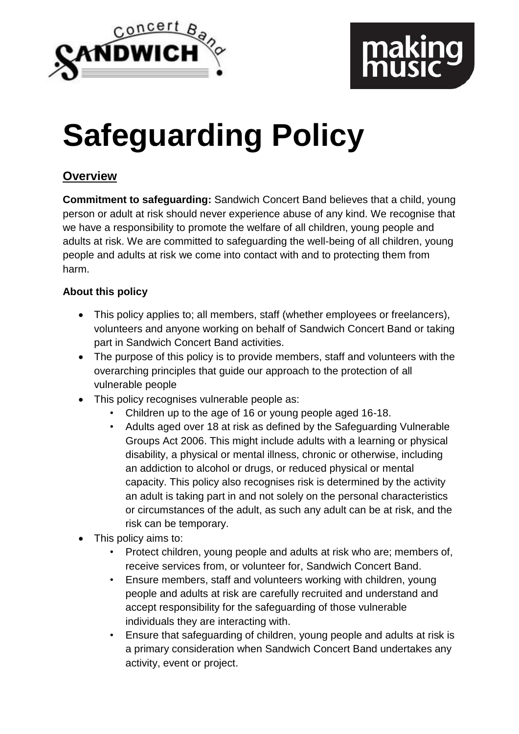# Safeguarding Policy

## Overview

**Commitment to safeguarding:** Sandwich Concert Band believes that a child, young person or adult at risk should never experience abuse of any kind. We recognise that we have a responsibility to promote the welfare of all children, young people and adults at risk. We are committed to safeguarding the well-being of all children, young people and adults at risk we come into contact with and to protecting them from harm.

**About this policy**

- This policy applies to; all members, staff (whether employees or freelancers), volunteers and anyone working on behalf of Sandwich Concert Band or taking part in Sandwich Concert Band activities.
- The purpose of this policy is to provide members, staff and volunteers with the overarching principles that guide our approach to the protection of all vulnerable people
- This policy recognises vulnerable people as:
    - Children up to the age of 16 or young people aged 16-18.
    - Adults aged over 18 at risk as defined by the Safeguarding Vulnerable Groups Act 2006. This might include adults with a learning or physical disability, a physical or mental illness, chronic or otherwise, including an addiction to alcohol or drugs, or reduced physical or mental capacity. This policy also recognises risk is determined by the activity an adult is taking part in and not solely on the personal characteristics or circumstances of the adult, as such any adult can be at risk, and the risk can be temporary.
- This policy aims to:
    - Protect children, young people and adults at risk who are; members of, receive services from, or volunteer for, Sandwich Concert Band.
    - Ensure members, staff and volunteers working with children, young people and adults at risk are carefully recruited and understand and accept responsibility for the safeguarding of those vulnerable individuals they are interacting with.
    - Ensure that safeguarding of children, young people and adults at risk is a primary consideration when Sandwich Concert Band undertakes any activity, event or project.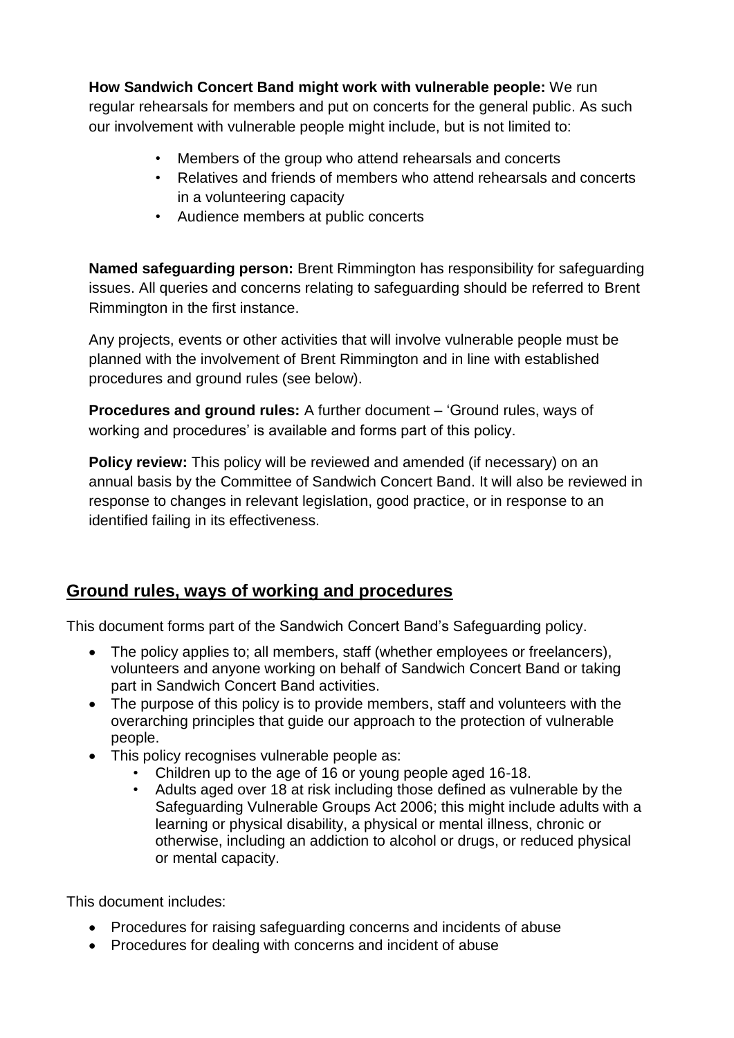**How Sandwich Concert Band might work with vulnerable people:** We run regular rehearsals for members and put on concerts for the general public. As such our involvement with vulnerable people might include, but is not limited to:

- Members of the group who attend rehearsals and concerts
- Relatives and friends of members who attend rehearsals and concerts in a volunteering capacity
- Audience members at public concerts

**Named safeguarding person:** Brent Rimmington has responsibility for safeguarding issues. All queries and concerns relating to safeguarding should be referred to Brent Rimmington in the first instance.

Any projects, events or other activities that will involve vulnerable people must be planned with the involvement of Brent Rimmington and in line with established procedures and ground rules (see below).

**Procedures and ground rules:** A further document – 'Ground rules, ways of working and procedures' is available and forms part of this policy.

**Policy review:** This policy will be reviewed and amended (if necessary) on an annual basis by the Committee of Sandwich Concert Band. It will also be reviewed in response to changes in relevant legislation, good practice, or in response to an identified failing in its effectiveness.

## Ground rules, ways of working and procedures

This document forms part of the Sandwich Concert Band's Safeguarding policy.

- The policy applies to; all members, staff (whether employees or freelancers), volunteers and anyone working on behalf of Sandwich Concert Band or taking part in Sandwich Concert Band activities.
- The purpose of this policy is to provide members, staff and volunteers with the overarching principles that guide our approach to the protection of vulnerable people.
- This policy recognises vulnerable people as:
  - Children up to the age of 16 or young people aged 16-18.
  - Adults aged over 18 at risk including those defined as vulnerable by the Safeguarding Vulnerable Groups Act 2006; this might include adults with a learning or physical disability, a physical or mental illness, chronic or otherwise, including an addiction to alcohol or drugs, or reduced physical or mental capacity.

This document includes:

- Procedures for raising safeguarding concerns and incidents of abuse
- Procedures for dealing with concerns and incident of abuse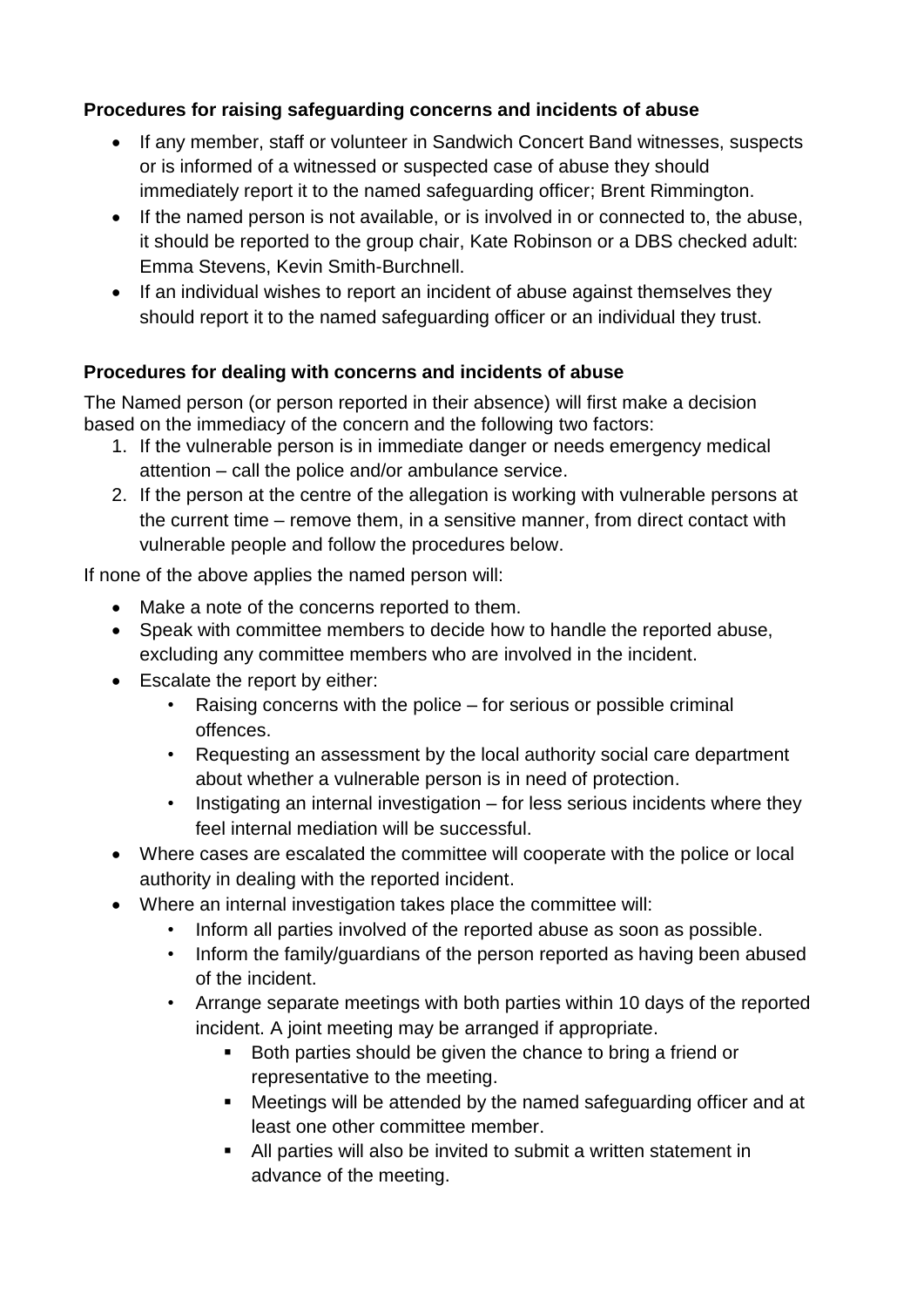**Procedures for raising safeguarding concerns and incidents of abuse**

- If any member, staff or volunteer in Sandwich Concert Band witnesses, suspects or is informed of a witnessed or suspected case of abuse they should immediately report it to the named safeguarding officer; Brent Rimmington.
- If the named person is not available, or is involved in or connected to, the abuse, it should be reported to the group chair, Kate Robinson or a DBS checked adult: Emma Stevens, Kevin Smith-Burchnell.
- If an individual wishes to report an incident of abuse against themselves they should report it to the named safeguarding officer or an individual they trust.

**Procedures for dealing with concerns and incidents of abuse**

The Named person (or person reported in their absence) will first make a decision based on the immediacy of the concern and the following two factors:

1. If the vulnerable person is in immediate danger or needs emergency medical attention – call the police and/or ambulance service.
2. If the person at the centre of the allegation is working with vulnerable persons at the current time – remove them, in a sensitive manner, from direct contact with vulnerable people and follow the procedures below.

If none of the above applies the named person will:

- Make a note of the concerns reported to them.
- Speak with committee members to decide how to handle the reported abuse, excluding any committee members who are involved in the incident.
- Escalate the report by either:
    - Raising concerns with the police – for serious or possible criminal offences.
    - Requesting an assessment by the local authority social care department about whether a vulnerable person is in need of protection.
    - Instigating an internal investigation – for less serious incidents where they feel internal mediation will be successful.
- Where cases are escalated the committee will cooperate with the police or local authority in dealing with the reported incident.
- Where an internal investigation takes place the committee will:
    - Inform all parties involved of the reported abuse as soon as possible.
    - Inform the family/guardians of the person reported as having been abused of the incident.
    - Arrange separate meetings with both parties within 10 days of the reported incident. A joint meeting may be arranged if appropriate.
        - Both parties should be given the chance to bring a friend or representative to the meeting.
        - Meetings will be attended by the named safeguarding officer and at least one other committee member.
        - All parties will also be invited to submit a written statement in advance of the meeting.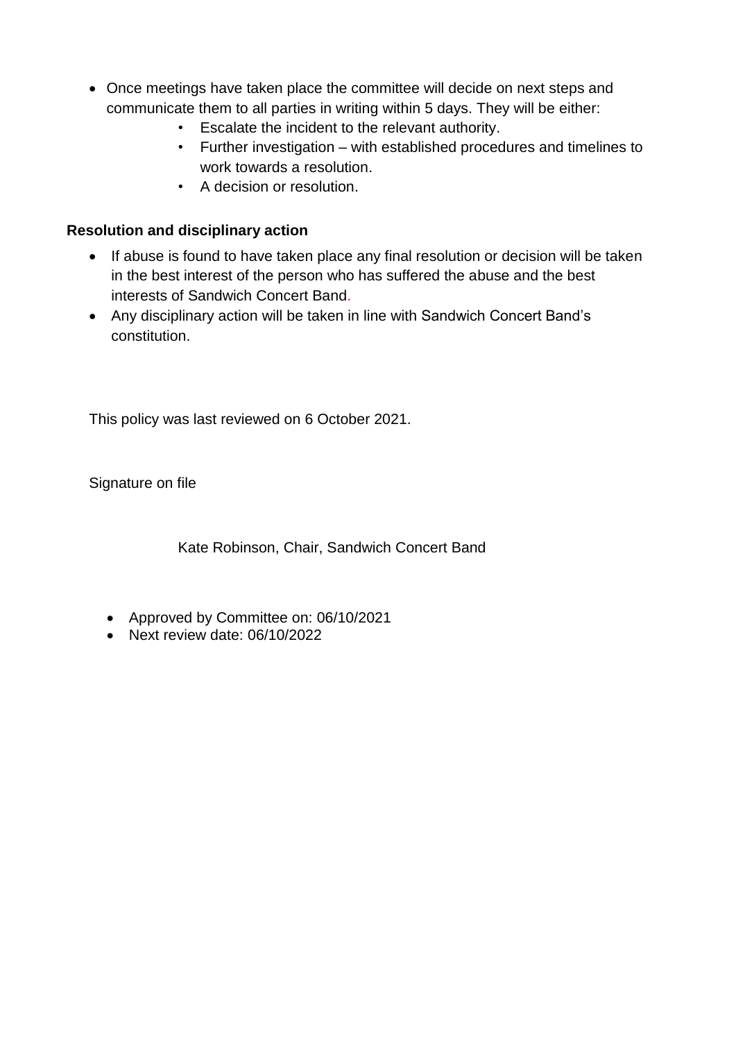- Once meetings have taken place the committee will decide on next steps and communicate them to all parties in writing within 5 days. They will be either:
  - Escalate the incident to the relevant authority.
  - Further investigation – with established procedures and timelines to work towards a resolution.
  - A decision or resolution.

**Resolution and disciplinary action**

- If abuse is found to have taken place any final resolution or decision will be taken in the best interest of the person who has suffered the abuse and the best interests of Sandwich Concert Band.
- Any disciplinary action will be taken in line with Sandwich Concert Band's constitution.

This policy was last reviewed on 6 October 2021.

Signature on file

Kate Robinson, Chair, Sandwich Concert Band

- Approved by Committee on: 06/10/2021
- Next review date: 06/10/2022